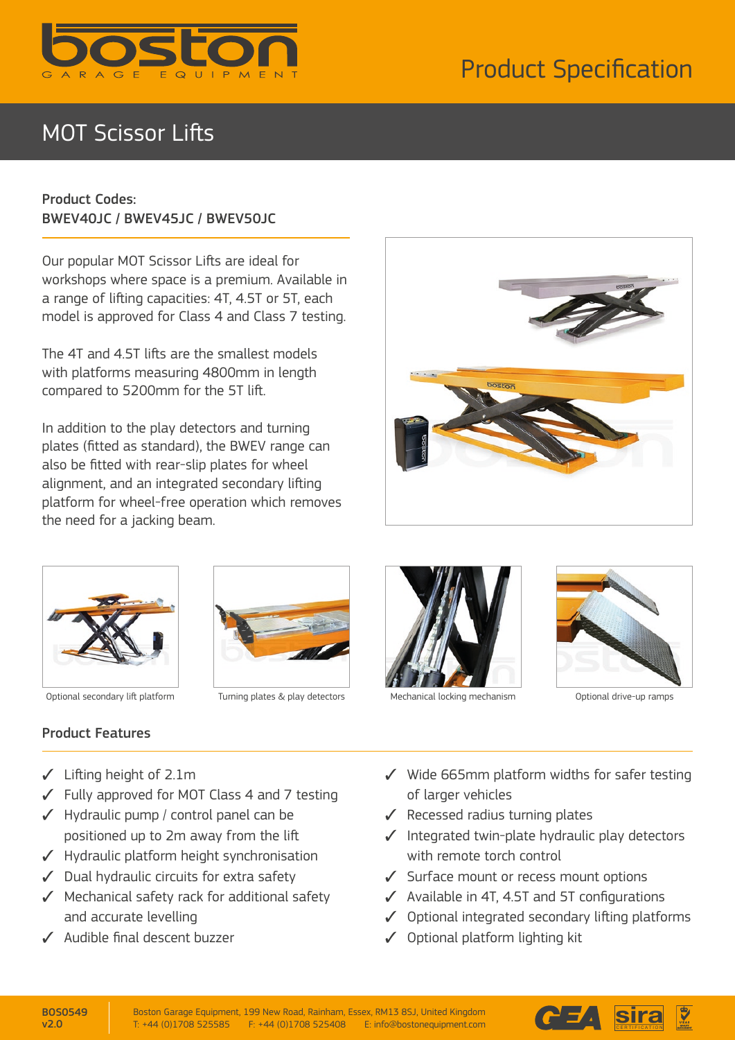# Product Specification

## MOT Scissor Lifts

**Product Codes:**
**BWEV40JC / BWEV45JC / BWEV50JC**

Our popular MOT Scissor Lifts are ideal for workshops where space is a premium. Available in a range of lifting capacities: 4T, 4.5T or 5T, each model is approved for Class 4 and Class 7 testing.

The 4T and 4.5T lifts are the smallest models with platforms measuring 4800mm in length compared to 5200mm for the 5T lift.

In addition to the play detectors and turning plates (fitted as standard), the BWEV range can also be fitted with rear-slip plates for wheel alignment, and an integrated secondary lifting platform for wheel-free operation which removes the need for a jacking beam.

Optional secondary lift platform

Turning plates & play detectors

Mechanical locking mechanism

Optional drive-up ramps

### Product Features

- ✓ Lifting height of 2.1m
- ✓ Fully approved for MOT Class 4 and 7 testing
- ✓ Hydraulic pump / control panel can be positioned up to 2m away from the lift
- ✓ Hydraulic platform height synchronisation
- ✓ Dual hydraulic circuits for extra safety
- ✓ Mechanical safety rack for additional safety and accurate levelling
- ✓ Audible final descent buzzer
- ✓ Wide 665mm platform widths for safer testing of larger vehicles
- ✓ Recessed radius turning plates
- ✓ Integrated twin-plate hydraulic play detectors with remote torch control
- ✓ Surface mount or recess mount options
- ✓ Available in 4T, 4.5T and 5T configurations
- ✓ Optional integrated secondary lifting platforms
- ✓ Optional platform lighting kit

BOS0549
v2.0

Boston Garage Equipment, 199 New Road, Rainham, Essex, RM13 8SJ, United Kingdom
T: +44 (0)1708 525585 F: +44 (0)1708 525408 E: info@bostonequipment.com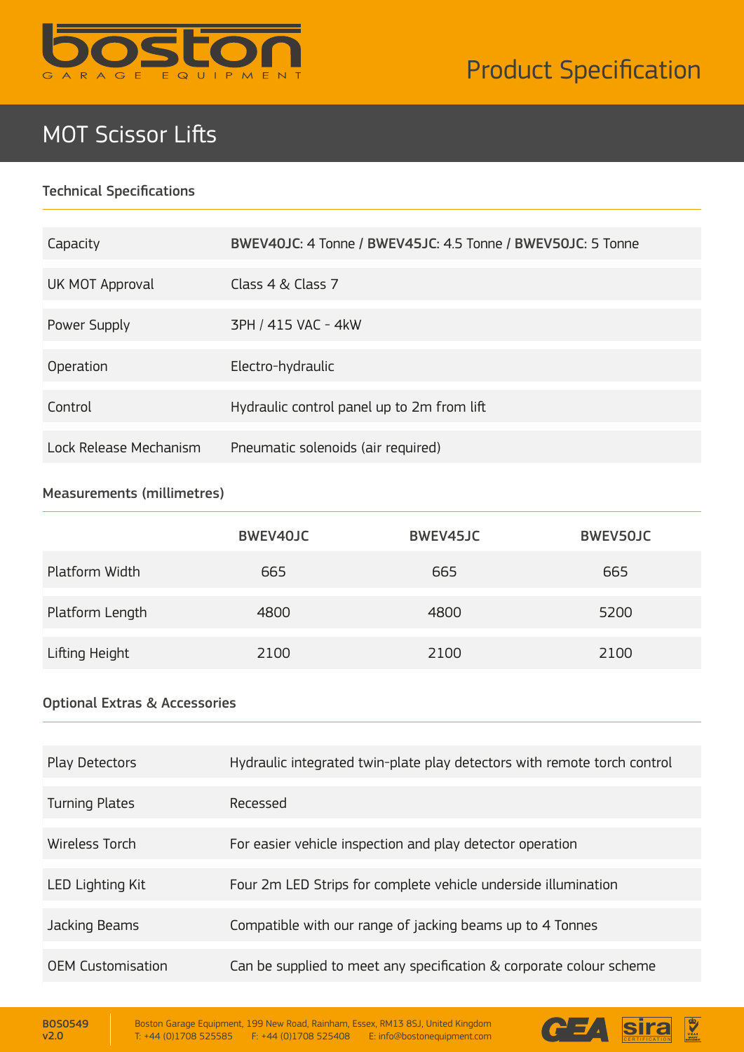Product Specification

# MOT Scissor Lifts

## Technical Specifications

| | |
|---|---|
| Capacity | **BWEV40JC**: 4 Tonne / **BWEV45JC**: 4.5 Tonne / **BWEV50JC**: 5 Tonne |
| UK MOT Approval | Class 4 & Class 7 |
| Power Supply | 3PH / 415 VAC - 4kW |
| Operation | Electro-hydraulic |
| Control | Hydraulic control panel up to 2m from lift |
| Lock Release Mechanism | Pneumatic solenoids (air required) |

## Measurements (millimetres)

| | BWEV40JC | BWEV45JC | BWEV50JC |
|---|---|---|---|
| Platform Width | 665 | 665 | 665 |
| Platform Length | 4800 | 4800 | 5200 |
| Lifting Height | 2100 | 2100 | 2100 |

## Optional Extras & Accessories

| | |
|---|---|
| Play Detectors | Hydraulic integrated twin-plate play detectors with remote torch control |
| Turning Plates | Recessed |
| Wireless Torch | For easier vehicle inspection and play detector operation |
| LED Lighting Kit | Four 2m LED Strips for complete vehicle underside illumination |
| Jacking Beams | Compatible with our range of jacking beams up to 4 Tonnes |
| OEM Customisation | Can be supplied to meet any specification & corporate colour scheme |

BOS0549
v2.0

Boston Garage Equipment, 199 New Road, Rainham, Essex, RM13 8SJ, United Kingdom
T: +44 (0)1708 525585 F: +44 (0)1708 525408 E: info@bostonequipment.com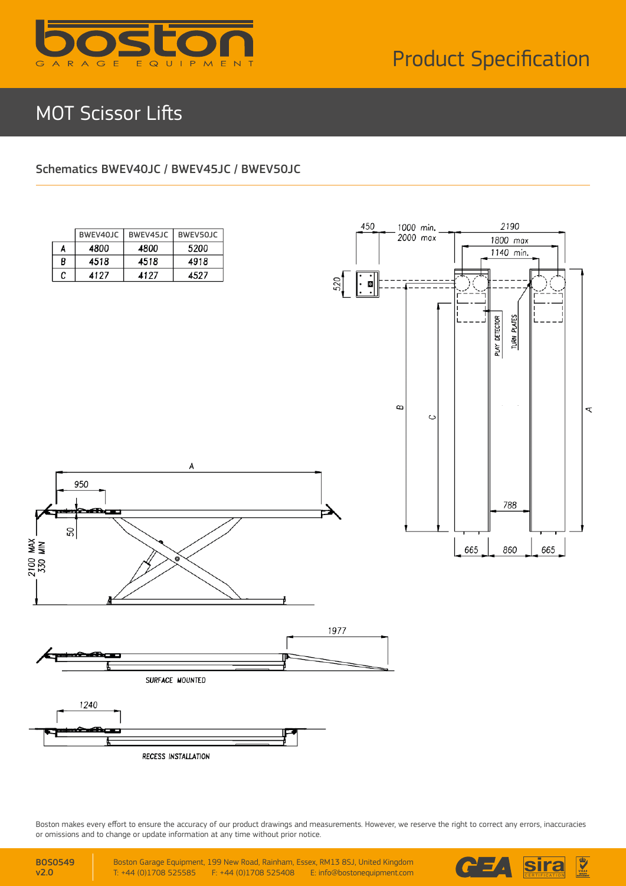# Product Specification

## MOT Scissor Lifts

### Schematics BWEV40JC / BWEV45JC / BWEV50JC

| | BWEV40JC | BWEV45JC | BWEV50JC |
|---|---|---|---|
| A | 4800 | 4800 | 5200 |
| B | 4518 | 4518 | 4918 |
| C | 4127 | 4127 | 4527 |

450
1000 min.
2000 max
2190
1800 max
1140 min.
520
PLAY DETECTOR
TURN PLATES
B
C
A
788
665
860
665

A
950
50
2100 MAX
330 MIN

1977
SURFACE MOUNTED

1240
RECESS INSTALLATION

Boston makes every effort to ensure the accuracy of our product drawings and measurements. However, we reserve the right to correct any errors, inaccuracies or omissions and to change or update information at any time without prior notice.

BOS0549
v2.0

Boston Garage Equipment, 199 New Road, Rainham, Essex, RM13 8SJ, United Kingdom
T: +44 (0)1708 525585 F: +44 (0)1708 525408 E: info@bostonequipment.com